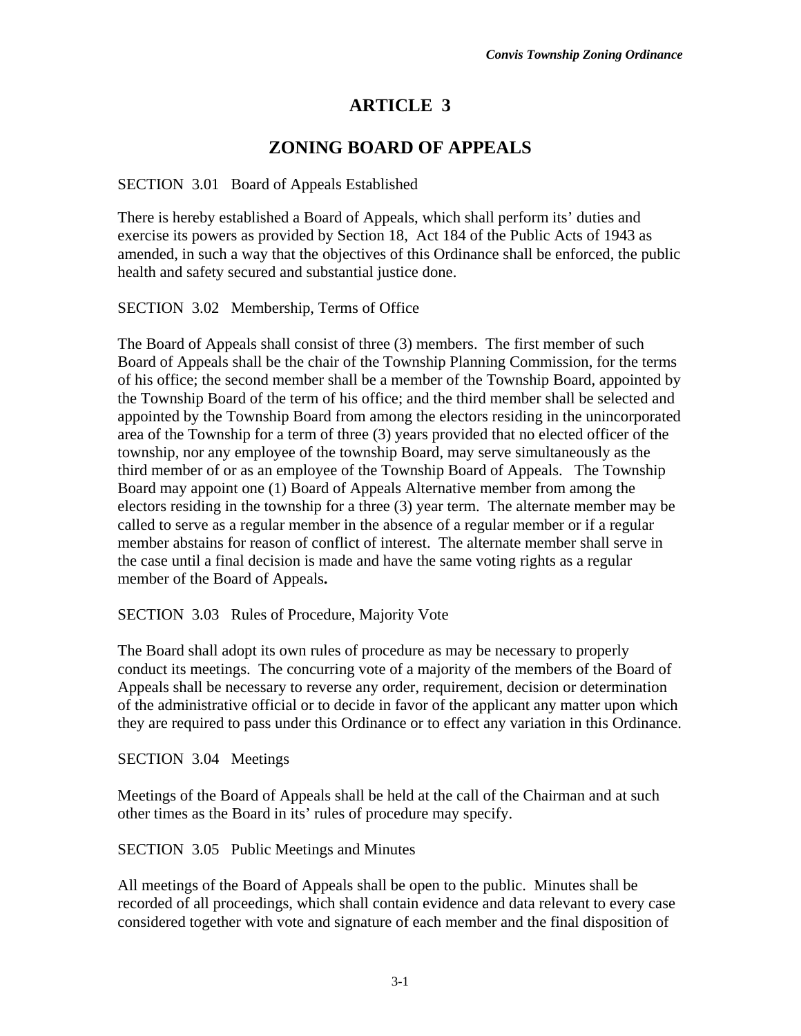# ARTICLE 3

## ZONING BOARD OF APPEALS

SECTION 3.01 Board of Appeals Established

There is hereby established a Board of Appeals, which shall perform its' duties and exercise its powers as provided by Section 18, Act 184 of the Public Acts of 1943 as amended, in such a way that the objectives of this Ordinance shall be enforced, the public health and safety secured and substantial justice done.

SECTION 3.02 Membership, Terms of Office

The Board of Appeals shall consist of three (3) members. The first member of such Board of Appeals shall be the chair of the Township Planning Commission, for the terms of his office; the second member shall be a member of the Township Board, appointed by the Township Board of the term of his office; and the third member shall be selected and appointed by the Township Board from among the electors residing in the unincorporated area of the Township for a term of three (3) years provided that no elected officer of the township, nor any employee of the township Board, may serve simultaneously as the third member of or as an employee of the Township Board of Appeals. The Township Board may appoint one (1) Board of Appeals Alternative member from among the electors residing in the township for a three (3) year term. The alternate member may be called to serve as a regular member in the absence of a regular member or if a regular member abstains for reason of conflict of interest. The alternate member shall serve in the case until a final decision is made and have the same voting rights as a regular member of the Board of Appeals**.**

SECTION 3.03 Rules of Procedure, Majority Vote

The Board shall adopt its own rules of procedure as may be necessary to properly conduct its meetings. The concurring vote of a majority of the members of the Board of Appeals shall be necessary to reverse any order, requirement, decision or determination of the administrative official or to decide in favor of the applicant any matter upon which they are required to pass under this Ordinance or to effect any variation in this Ordinance.

SECTION 3.04 Meetings

Meetings of the Board of Appeals shall be held at the call of the Chairman and at such other times as the Board in its' rules of procedure may specify.

SECTION 3.05 Public Meetings and Minutes

All meetings of the Board of Appeals shall be open to the public. Minutes shall be recorded of all proceedings, which shall contain evidence and data relevant to every case considered together with vote and signature of each member and the final disposition of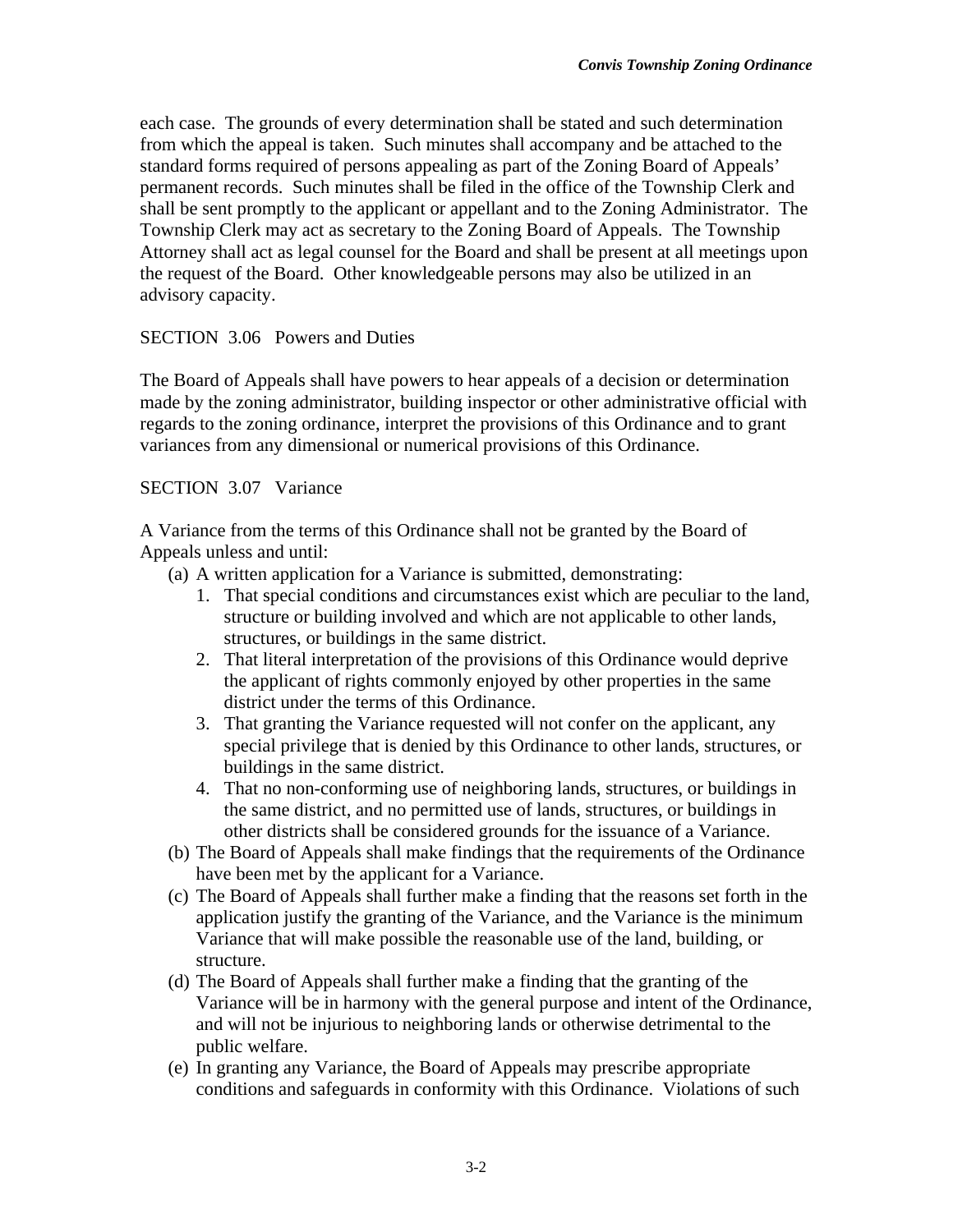each case. The grounds of every determination shall be stated and such determination from which the appeal is taken. Such minutes shall accompany and be attached to the standard forms required of persons appealing as part of the Zoning Board of Appeals' permanent records. Such minutes shall be filed in the office of the Township Clerk and shall be sent promptly to the applicant or appellant and to the Zoning Administrator. The Township Clerk may act as secretary to the Zoning Board of Appeals. The Township Attorney shall act as legal counsel for the Board and shall be present at all meetings upon the request of the Board. Other knowledgeable persons may also be utilized in an advisory capacity.

SECTION 3.06 Powers and Duties

The Board of Appeals shall have powers to hear appeals of a decision or determination made by the zoning administrator, building inspector or other administrative official with regards to the zoning ordinance, interpret the provisions of this Ordinance and to grant variances from any dimensional or numerical provisions of this Ordinance.

SECTION 3.07 Variance

A Variance from the terms of this Ordinance shall not be granted by the Board of Appeals unless and until:

(a) A written application for a Variance is submitted, demonstrating:
   1. That special conditions and circumstances exist which are peculiar to the land, structure or building involved and which are not applicable to other lands, structures, or buildings in the same district.
   2. That literal interpretation of the provisions of this Ordinance would deprive the applicant of rights commonly enjoyed by other properties in the same district under the terms of this Ordinance.
   3. That granting the Variance requested will not confer on the applicant, any special privilege that is denied by this Ordinance to other lands, structures, or buildings in the same district.
   4. That no non-conforming use of neighboring lands, structures, or buildings in the same district, and no permitted use of lands, structures, or buildings in other districts shall be considered grounds for the issuance of a Variance.

(b) The Board of Appeals shall make findings that the requirements of the Ordinance have been met by the applicant for a Variance.

(c) The Board of Appeals shall further make a finding that the reasons set forth in the application justify the granting of the Variance, and the Variance is the minimum Variance that will make possible the reasonable use of the land, building, or structure.

(d) The Board of Appeals shall further make a finding that the granting of the Variance will be in harmony with the general purpose and intent of the Ordinance, and will not be injurious to neighboring lands or otherwise detrimental to the public welfare.

(e) In granting any Variance, the Board of Appeals may prescribe appropriate conditions and safeguards in conformity with this Ordinance. Violations of such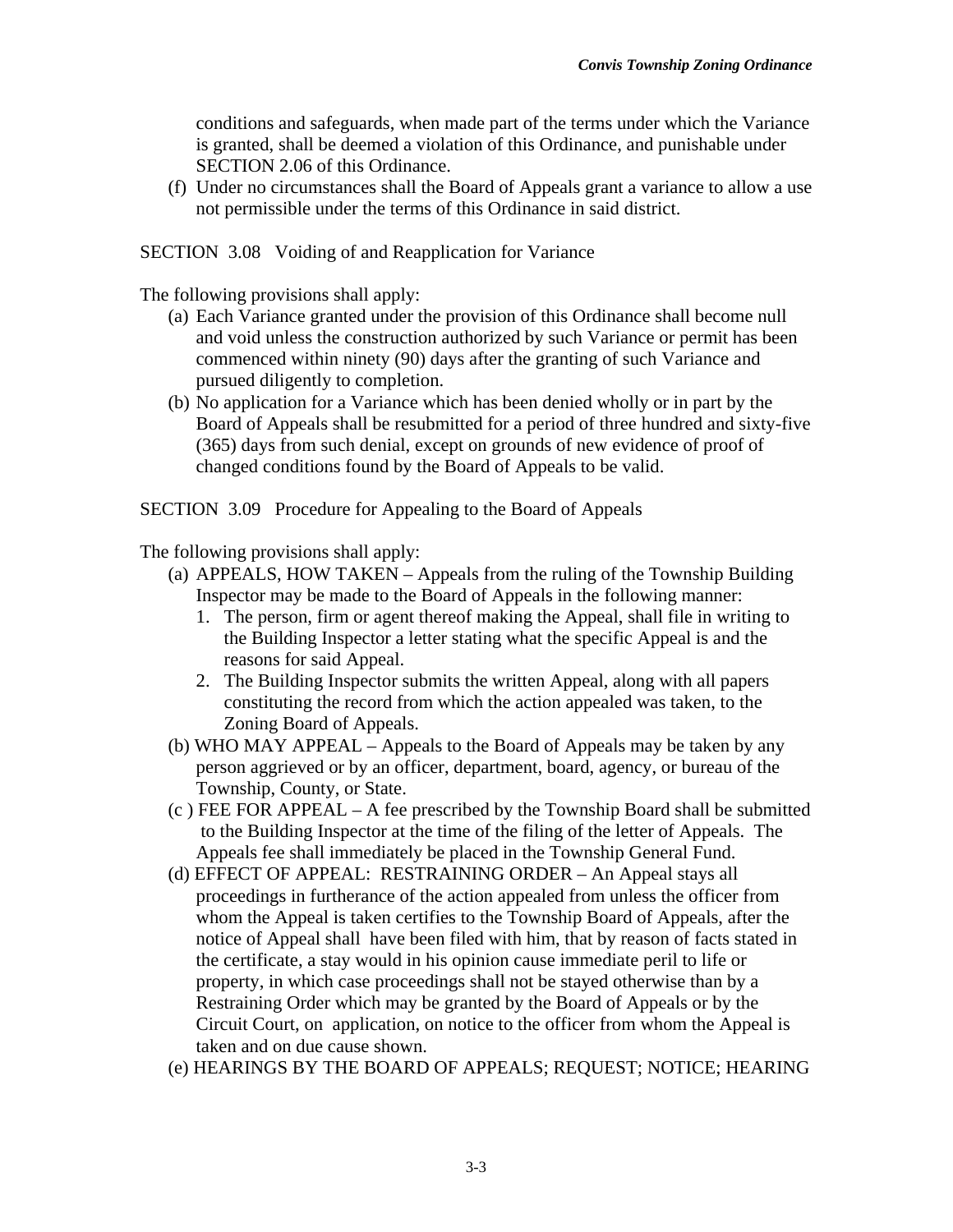conditions and safeguards, when made part of the terms under which the Variance is granted, shall be deemed a violation of this Ordinance, and punishable under SECTION 2.06 of this Ordinance.

(f) Under no circumstances shall the Board of Appeals grant a variance to allow a use not permissible under the terms of this Ordinance in said district.

SECTION 3.08 Voiding of and Reapplication for Variance

The following provisions shall apply:

(a) Each Variance granted under the provision of this Ordinance shall become null and void unless the construction authorized by such Variance or permit has been commenced within ninety (90) days after the granting of such Variance and pursued diligently to completion.

(b) No application for a Variance which has been denied wholly or in part by the Board of Appeals shall be resubmitted for a period of three hundred and sixty-five (365) days from such denial, except on grounds of new evidence of proof of changed conditions found by the Board of Appeals to be valid.

SECTION 3.09 Procedure for Appealing to the Board of Appeals

The following provisions shall apply:

(a) APPEALS, HOW TAKEN – Appeals from the ruling of the Township Building Inspector may be made to the Board of Appeals in the following manner:
   1. The person, firm or agent thereof making the Appeal, shall file in writing to the Building Inspector a letter stating what the specific Appeal is and the reasons for said Appeal.
   2. The Building Inspector submits the written Appeal, along with all papers constituting the record from which the action appealed was taken, to the Zoning Board of Appeals.

(b) WHO MAY APPEAL – Appeals to the Board of Appeals may be taken by any person aggrieved or by an officer, department, board, agency, or bureau of the Township, County, or State.

(c ) FEE FOR APPEAL – A fee prescribed by the Township Board shall be submitted to the Building Inspector at the time of the filing of the letter of Appeals. The Appeals fee shall immediately be placed in the Township General Fund.

(d) EFFECT OF APPEAL: RESTRAINING ORDER – An Appeal stays all proceedings in furtherance of the action appealed from unless the officer from whom the Appeal is taken certifies to the Township Board of Appeals, after the notice of Appeal shall have been filed with him, that by reason of facts stated in the certificate, a stay would in his opinion cause immediate peril to life or property, in which case proceedings shall not be stayed otherwise than by a Restraining Order which may be granted by the Board of Appeals or by the Circuit Court, on application, on notice to the officer from whom the Appeal is taken and on due cause shown.

(e) HEARINGS BY THE BOARD OF APPEALS; REQUEST; NOTICE; HEARING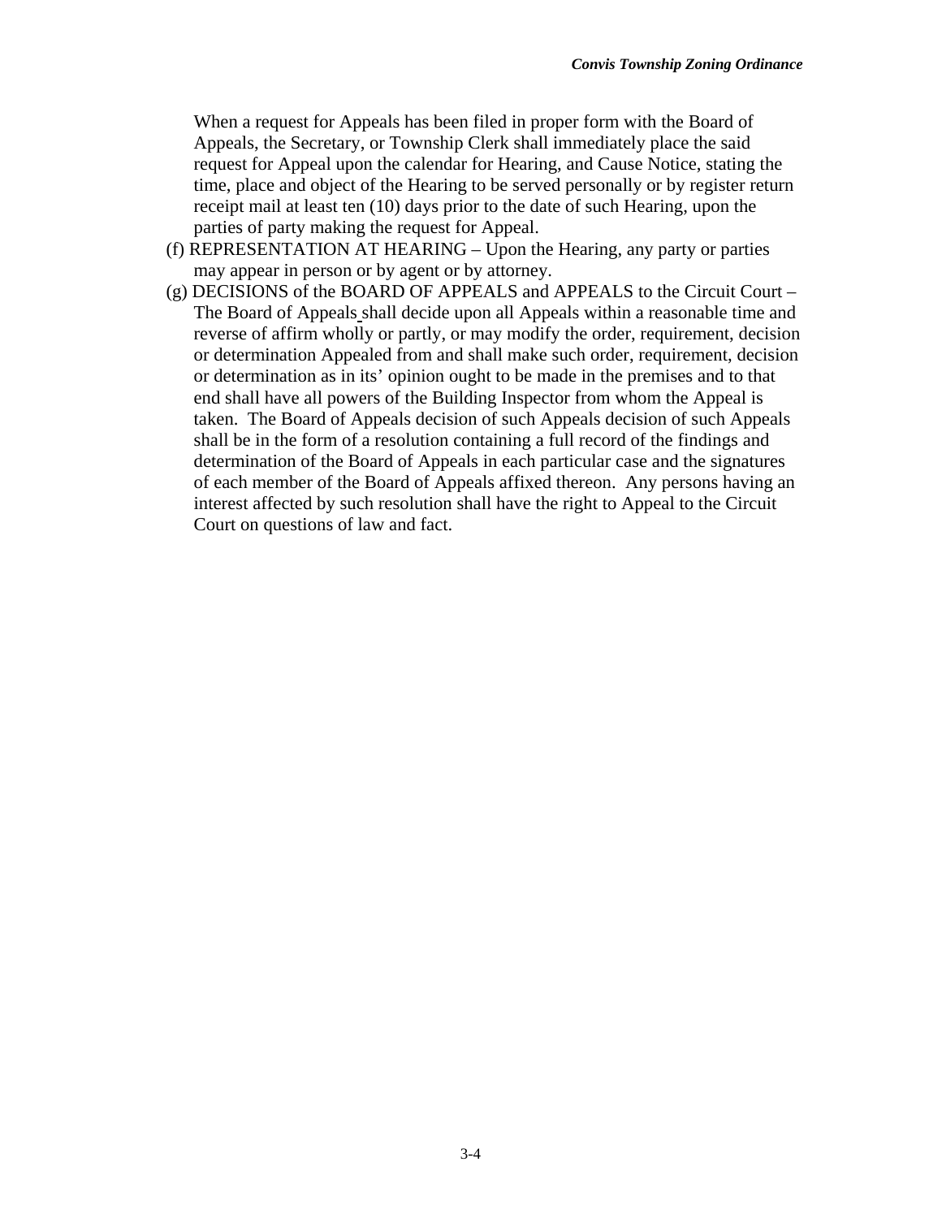When a request for Appeals has been filed in proper form with the Board of Appeals, the Secretary, or Township Clerk shall immediately place the said request for Appeal upon the calendar for Hearing, and Cause Notice, stating the time, place and object of the Hearing to be served personally or by register return receipt mail at least ten (10) days prior to the date of such Hearing, upon the parties of party making the request for Appeal.

(f) REPRESENTATION AT HEARING – Upon the Hearing, any party or parties may appear in person or by agent or by attorney.

(g) DECISIONS of the BOARD OF APPEALS and APPEALS to the Circuit Court – The Board of Appeals shall decide upon all Appeals within a reasonable time and reverse of affirm wholly or partly, or may modify the order, requirement, decision or determination Appealed from and shall make such order, requirement, decision or determination as in its' opinion ought to be made in the premises and to that end shall have all powers of the Building Inspector from whom the Appeal is taken. The Board of Appeals decision of such Appeals decision of such Appeals shall be in the form of a resolution containing a full record of the findings and determination of the Board of Appeals in each particular case and the signatures of each member of the Board of Appeals affixed thereon. Any persons having an interest affected by such resolution shall have the right to Appeal to the Circuit Court on questions of law and fact.